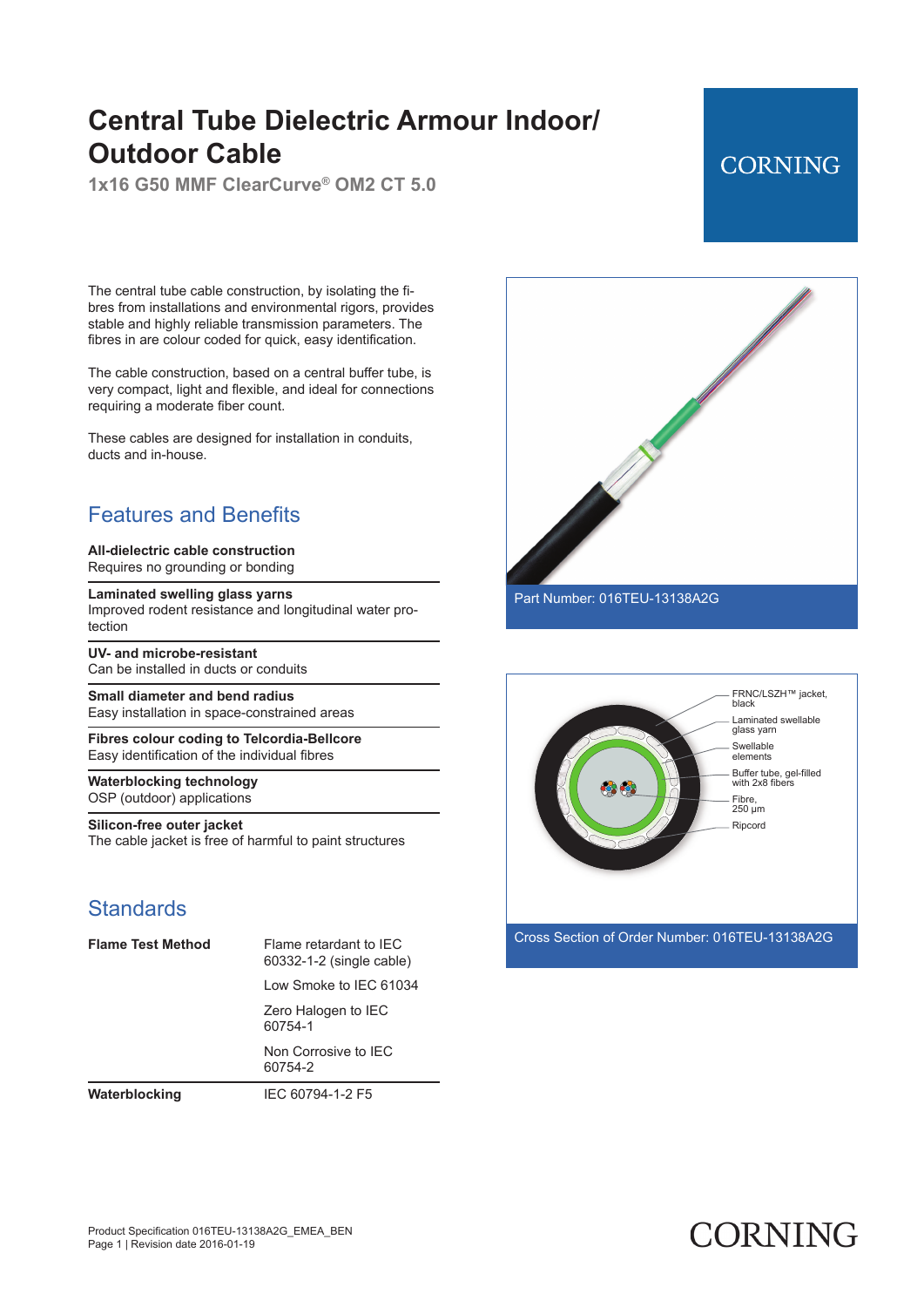# Central Tube Dielectric Armour Indoor/ Outdoor Cable

**1x16 G50 MMF ClearCurve® OM2 CT 5.0**

CORNING

The central tube cable construction, by isolating the fibres from installations and environmental rigors, provides stable and highly reliable transmission parameters. The fibres in are colour coded for quick, easy identification.

The cable construction, based on a central buffer tube, is very compact, light and flexible, and ideal for connections requiring a moderate fiber count.

These cables are designed for installation in conduits, ducts and in-house.

Part Number: 016TEU-13138A2G

FRNC/LSZH™ jacket, black

Laminated swellable glass yarn

Swellable elements

Buffer tube, gel-filled with 2x8 fibers

Fibre, 250 µm

Ripcord

Cross Section of Order Number: 016TEU-13138A2G

## Features and Benefits

**All-dielectric cable construction**
Requires no grounding or bonding

**Laminated swelling glass yarns**
Improved rodent resistance and longitudinal water protection

**UV- and microbe-resistant**
Can be installed in ducts or conduits

**Small diameter and bend radius**
Easy installation in space-constrained areas

**Fibres colour coding to Telcordia-Bellcore**
Easy identification of the individual fibres

**Waterblocking technology**
OSP (outdoor) applications

**Silicon-free outer jacket**
The cable jacket is free of harmful to paint structures

## Standards

| | |
|---|---|
| **Flame Test Method** | Flame retardant to IEC 60332-1-2 (single cable) |
| | Low Smoke to IEC 61034 |
| | Zero Halogen to IEC 60754-1 |
| | Non Corrosive to IEC 60754-2 |
| **Waterblocking** | IEC 60794-1-2 F5 |

Product Specification 016TEU-13138A2G_EMEA_BEN
Page 1 | Revision date 2016-01-19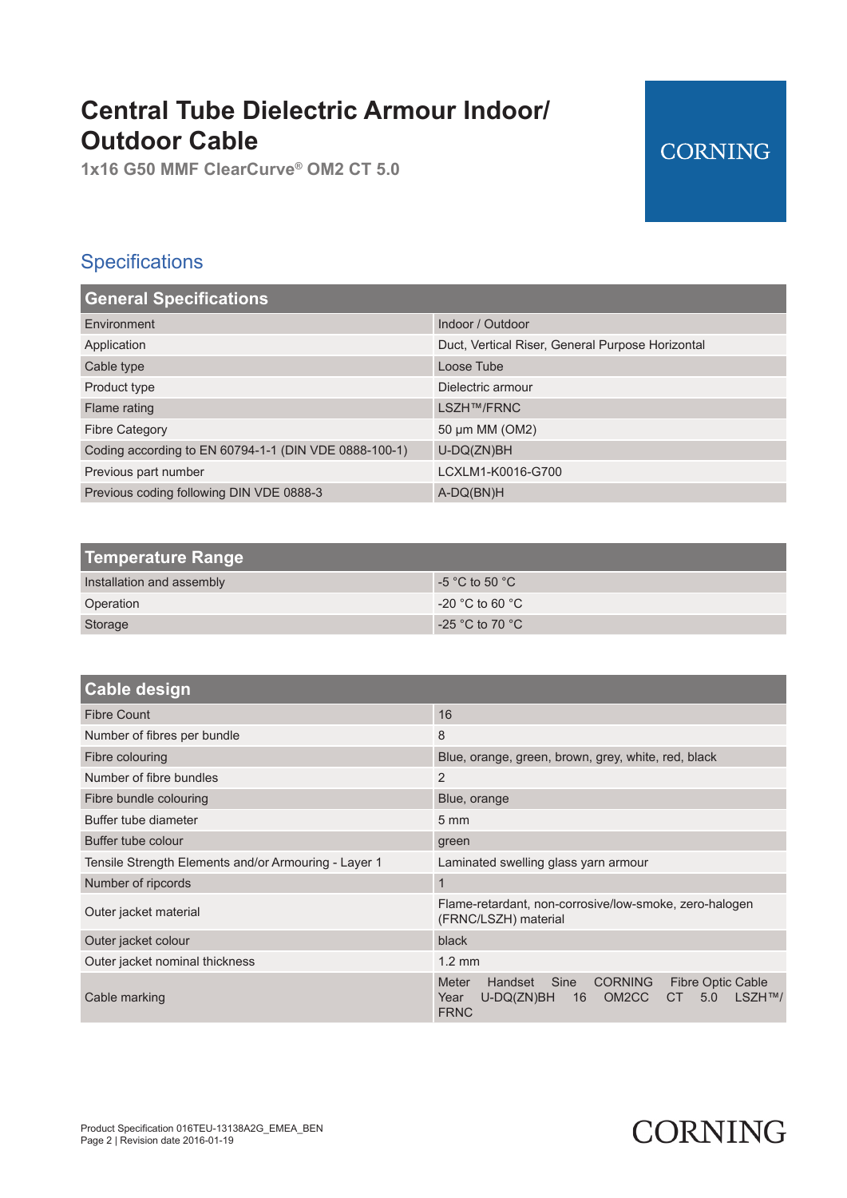# Central Tube Dielectric Armour Indoor/ Outdoor Cable

**1x16 G50 MMF ClearCurve® OM2 CT 5.0**

CORNING

## Specifications

| General Specifications | |
|---|---|
| Environment | Indoor / Outdoor |
| Application | Duct, Vertical Riser, General Purpose Horizontal |
| Cable type | Loose Tube |
| Product type | Dielectric armour |
| Flame rating | LSZH™/FRNC |
| Fibre Category | 50 µm MM (OM2) |
| Coding according to EN 60794-1-1 (DIN VDE 0888-100-1) | U-DQ(ZN)BH |
| Previous part number | LCXLM1-K0016-G700 |
| Previous coding following DIN VDE 0888-3 | A-DQ(BN)H |

| Temperature Range | |
|---|---|
| Installation and assembly | -5 °C to 50 °C |
| Operation | -20 °C to 60 °C |
| Storage | -25 °C to 70 °C |

| Cable design | |
|---|---|
| Fibre Count | 16 |
| Number of fibres per bundle | 8 |
| Fibre colouring | Blue, orange, green, brown, grey, white, red, black |
| Number of fibre bundles | 2 |
| Fibre bundle colouring | Blue, orange |
| Buffer tube diameter | 5 mm |
| Buffer tube colour | green |
| Tensile Strength Elements and/or Armouring - Layer 1 | Laminated swelling glass yarn armour |
| Number of ripcords | 1 |
| Outer jacket material | Flame-retardant, non-corrosive/low-smoke, zero-halogen (FRNC/LSZH) material |
| Outer jacket colour | black |
| Outer jacket nominal thickness | 1.2 mm |
| Cable marking | Meter Handset Sine CORNING Fibre Optic Cable Year U-DQ(ZN)BH 16 OM2CC CT 5.0 LSZH™/ FRNC |

Product Specification 016TEU-13138A2G_EMEA_BEN
Page 2 | Revision date 2016-01-19

CORNING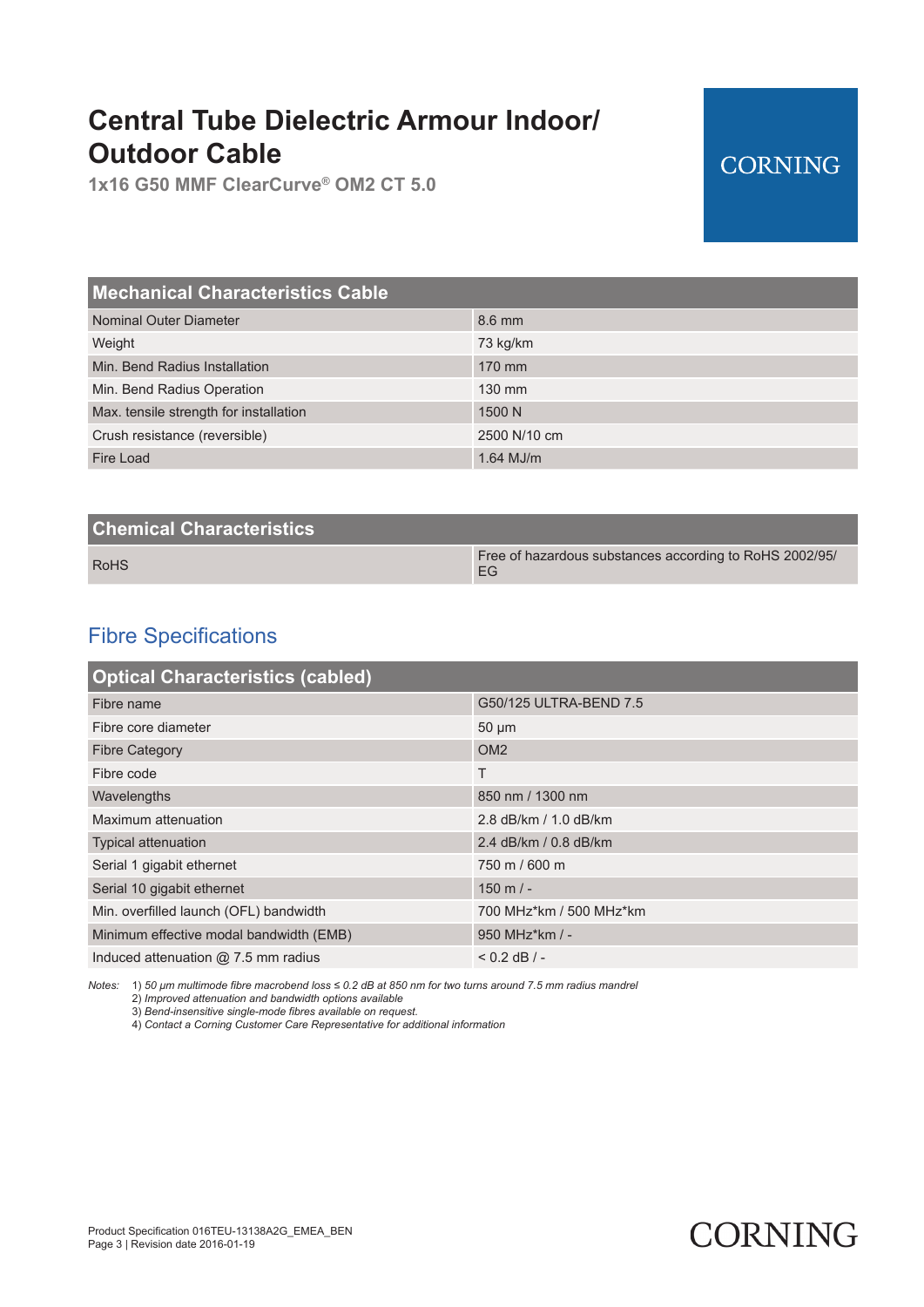# Central Tube Dielectric Armour Indoor/ Outdoor Cable

**1x16 G50 MMF ClearCurve® OM2 CT 5.0**

CORNING

| Mechanical Characteristics Cable | |
|---|---|
| Nominal Outer Diameter | 8.6 mm |
| Weight | 73 kg/km |
| Min. Bend Radius Installation | 170 mm |
| Min. Bend Radius Operation | 130 mm |
| Max. tensile strength for installation | 1500 N |
| Crush resistance (reversible) | 2500 N/10 cm |
| Fire Load | 1.64 MJ/m |

| Chemical Characteristics | |
|---|---|
| RoHS | Free of hazardous substances according to RoHS 2002/95/EG |

## Fibre Specifications

| Optical Characteristics (cabled) | |
|---|---|
| Fibre name | G50/125 ULTRA-BEND 7.5 |
| Fibre core diameter | 50 µm |
| Fibre Category | OM2 |
| Fibre code | T |
| Wavelengths | 850 nm / 1300 nm |
| Maximum attenuation | 2.8 dB/km / 1.0 dB/km |
| Typical attenuation | 2.4 dB/km / 0.8 dB/km |
| Serial 1 gigabit ethernet | 750 m / 600 m |
| Serial 10 gigabit ethernet | 150 m / - |
| Min. overfilled launch (OFL) bandwidth | 700 MHz*km / 500 MHz*km |
| Minimum effective modal bandwidth (EMB) | 950 MHz*km / - |
| Induced attenuation @ 7.5 mm radius | < 0.2 dB / - |

*Notes:* 1) *50 µm multimode fibre macrobend loss ≤ 0.2 dB at 850 nm for two turns around 7.5 mm radius mandrel*
2) *Improved attenuation and bandwidth options available*
3) *Bend-insensitive single-mode fibres available on request.*
4) *Contact a Corning Customer Care Representative for additional information*

Product Specification 016TEU-13138A2G_EMEA_BEN
Page 3 | Revision date 2016-01-19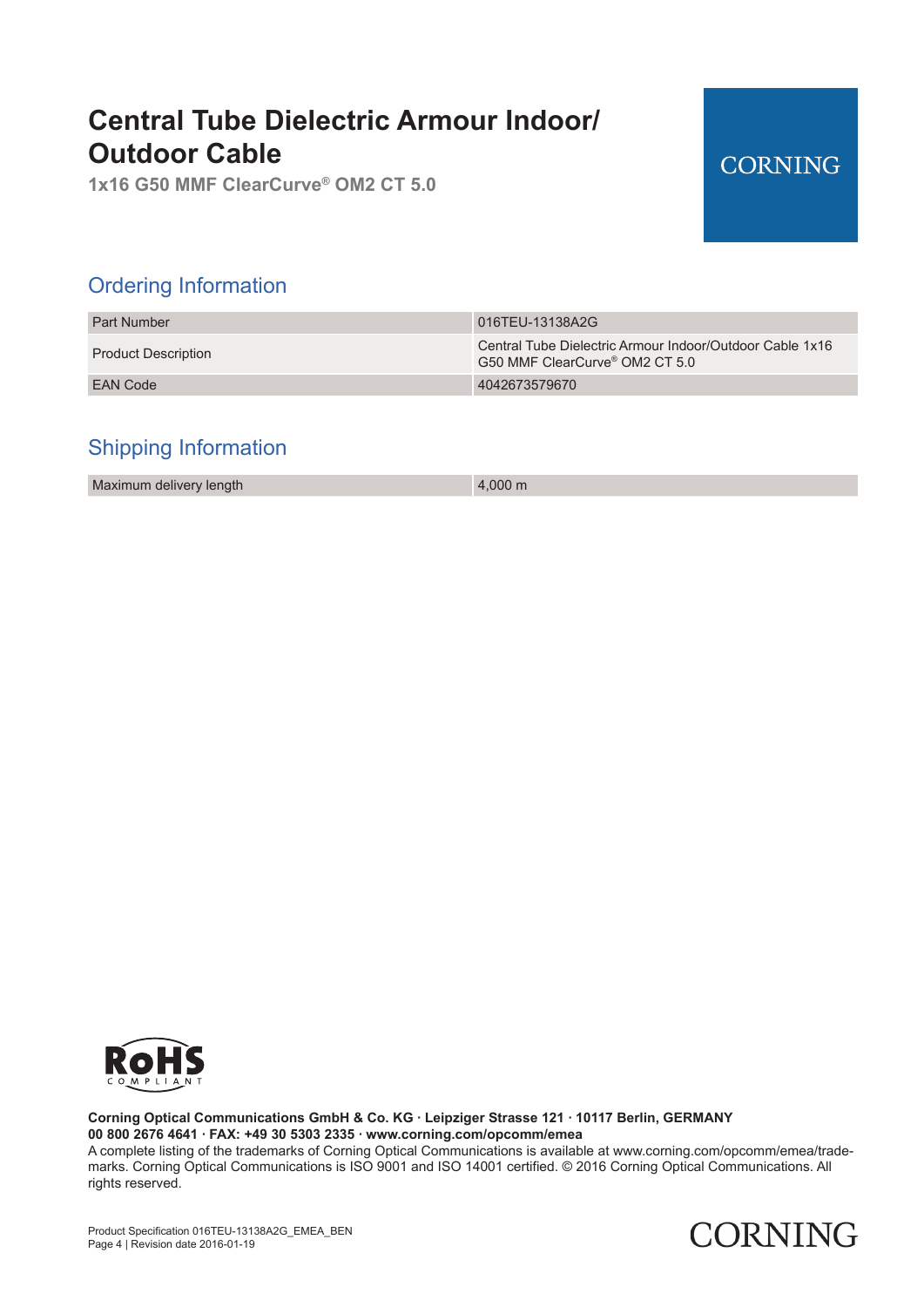# Central Tube Dielectric Armour Indoor/ Outdoor Cable

**1x16 G50 MMF ClearCurve® OM2 CT 5.0**

## Ordering Information

| | |
|---|---|
| Part Number | 016TEU-13138A2G |
| Product Description | Central Tube Dielectric Armour Indoor/Outdoor Cable 1x16 G50 MMF ClearCurve® OM2 CT 5.0 |
| EAN Code | 4042673579670 |

## Shipping Information

| | |
|---|---|
| Maximum delivery length | 4,000 m |

RoHS COMPLIANT

**Corning Optical Communications GmbH & Co. KG · Leipziger Strasse 121 · 10117 Berlin, GERMANY**
**00 800 2676 4641 · FAX: +49 30 5303 2335 · www.corning.com/opcomm/emea**
A complete listing of the trademarks of Corning Optical Communications is available at www.corning.com/opcomm/emea/trademarks. Corning Optical Communications is ISO 9001 and ISO 14001 certified. © 2016 Corning Optical Communications. All rights reserved.

Product Specification 016TEU-13138A2G_EMEA_BEN
Page 4 | Revision date 2016-01-19